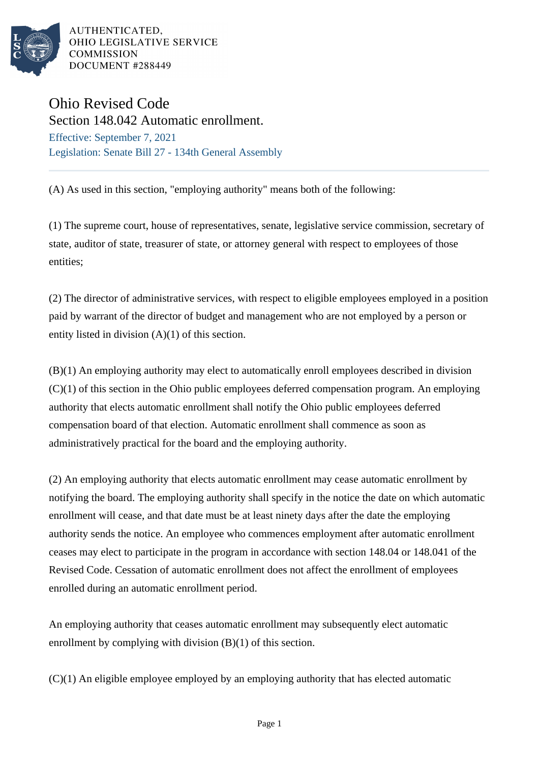AUTHENTICATED,
OHIO LEGISLATIVE SERVICE
COMMISSION
DOCUMENT #288449

# Ohio Revised Code

## Section 148.042 Automatic enrollment.

Effective: September 7, 2021

Legislation: Senate Bill 27 - 134th General Assembly

(A) As used in this section, "employing authority" means both of the following:

(1) The supreme court, house of representatives, senate, legislative service commission, secretary of state, auditor of state, treasurer of state, or attorney general with respect to employees of those entities;

(2) The director of administrative services, with respect to eligible employees employed in a position paid by warrant of the director of budget and management who are not employed by a person or entity listed in division (A)(1) of this section.

(B)(1) An employing authority may elect to automatically enroll employees described in division (C)(1) of this section in the Ohio public employees deferred compensation program. An employing authority that elects automatic enrollment shall notify the Ohio public employees deferred compensation board of that election. Automatic enrollment shall commence as soon as administratively practical for the board and the employing authority.

(2) An employing authority that elects automatic enrollment may cease automatic enrollment by notifying the board. The employing authority shall specify in the notice the date on which automatic enrollment will cease, and that date must be at least ninety days after the date the employing authority sends the notice. An employee who commences employment after automatic enrollment ceases may elect to participate in the program in accordance with section 148.04 or 148.041 of the Revised Code. Cessation of automatic enrollment does not affect the enrollment of employees enrolled during an automatic enrollment period.

An employing authority that ceases automatic enrollment may subsequently elect automatic enrollment by complying with division (B)(1) of this section.

(C)(1) An eligible employee employed by an employing authority that has elected automatic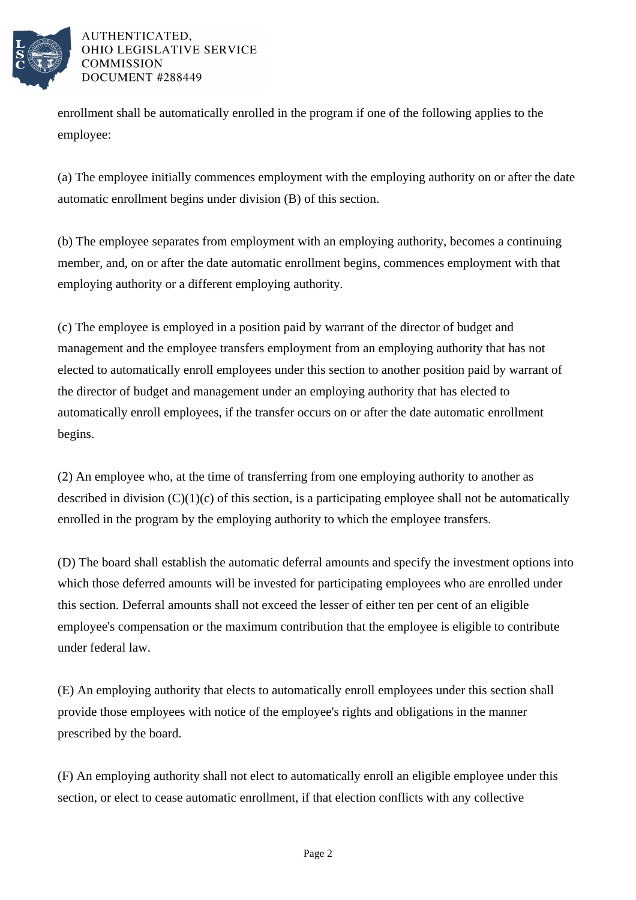enrollment shall be automatically enrolled in the program if one of the following applies to the employee:

(a) The employee initially commences employment with the employing authority on or after the date automatic enrollment begins under division (B) of this section.

(b) The employee separates from employment with an employing authority, becomes a continuing member, and, on or after the date automatic enrollment begins, commences employment with that employing authority or a different employing authority.

(c) The employee is employed in a position paid by warrant of the director of budget and management and the employee transfers employment from an employing authority that has not elected to automatically enroll employees under this section to another position paid by warrant of the director of budget and management under an employing authority that has elected to automatically enroll employees, if the transfer occurs on or after the date automatic enrollment begins.

(2) An employee who, at the time of transferring from one employing authority to another as described in division (C)(1)(c) of this section, is a participating employee shall not be automatically enrolled in the program by the employing authority to which the employee transfers.

(D) The board shall establish the automatic deferral amounts and specify the investment options into which those deferred amounts will be invested for participating employees who are enrolled under this section. Deferral amounts shall not exceed the lesser of either ten per cent of an eligible employee's compensation or the maximum contribution that the employee is eligible to contribute under federal law.

(E) An employing authority that elects to automatically enroll employees under this section shall provide those employees with notice of the employee's rights and obligations in the manner prescribed by the board.

(F) An employing authority shall not elect to automatically enroll an eligible employee under this section, or elect to cease automatic enrollment, if that election conflicts with any collective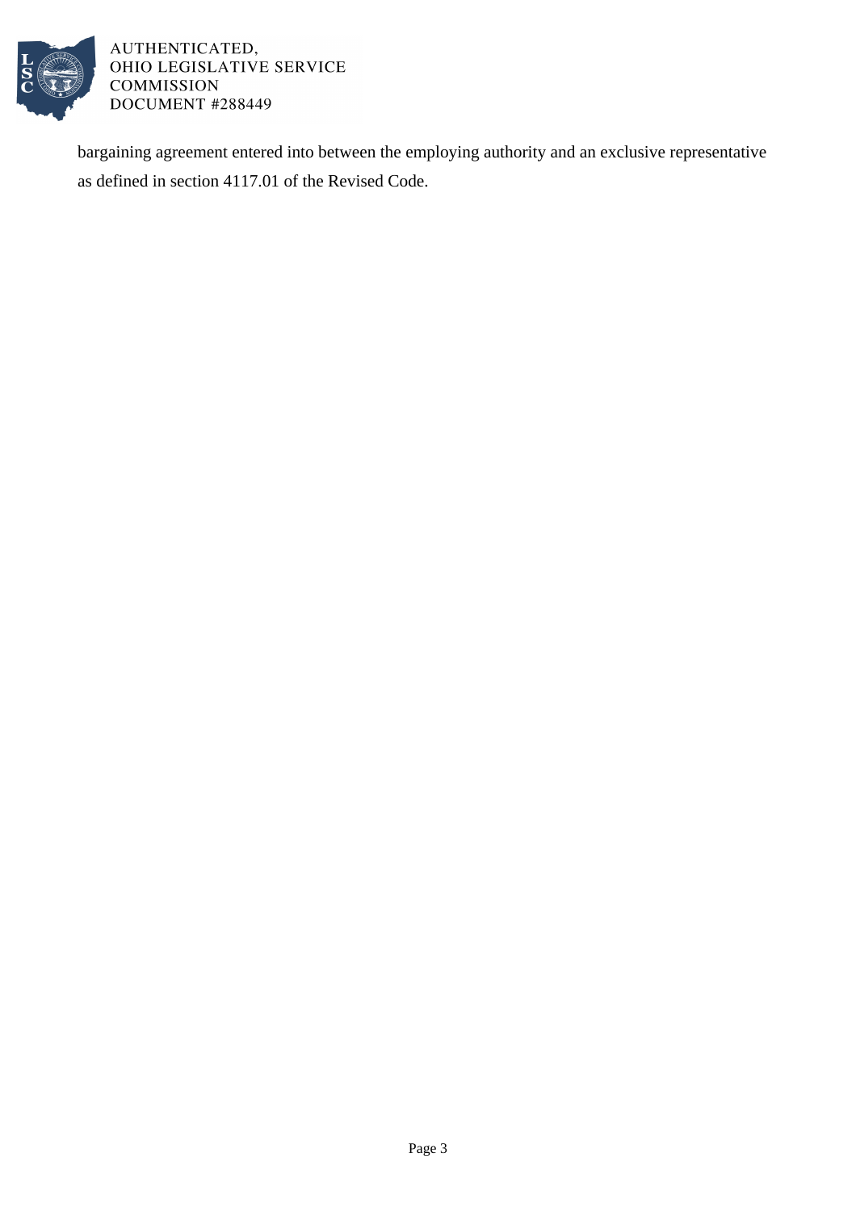bargaining agreement entered into between the employing authority and an exclusive representative as defined in section 4117.01 of the Revised Code.